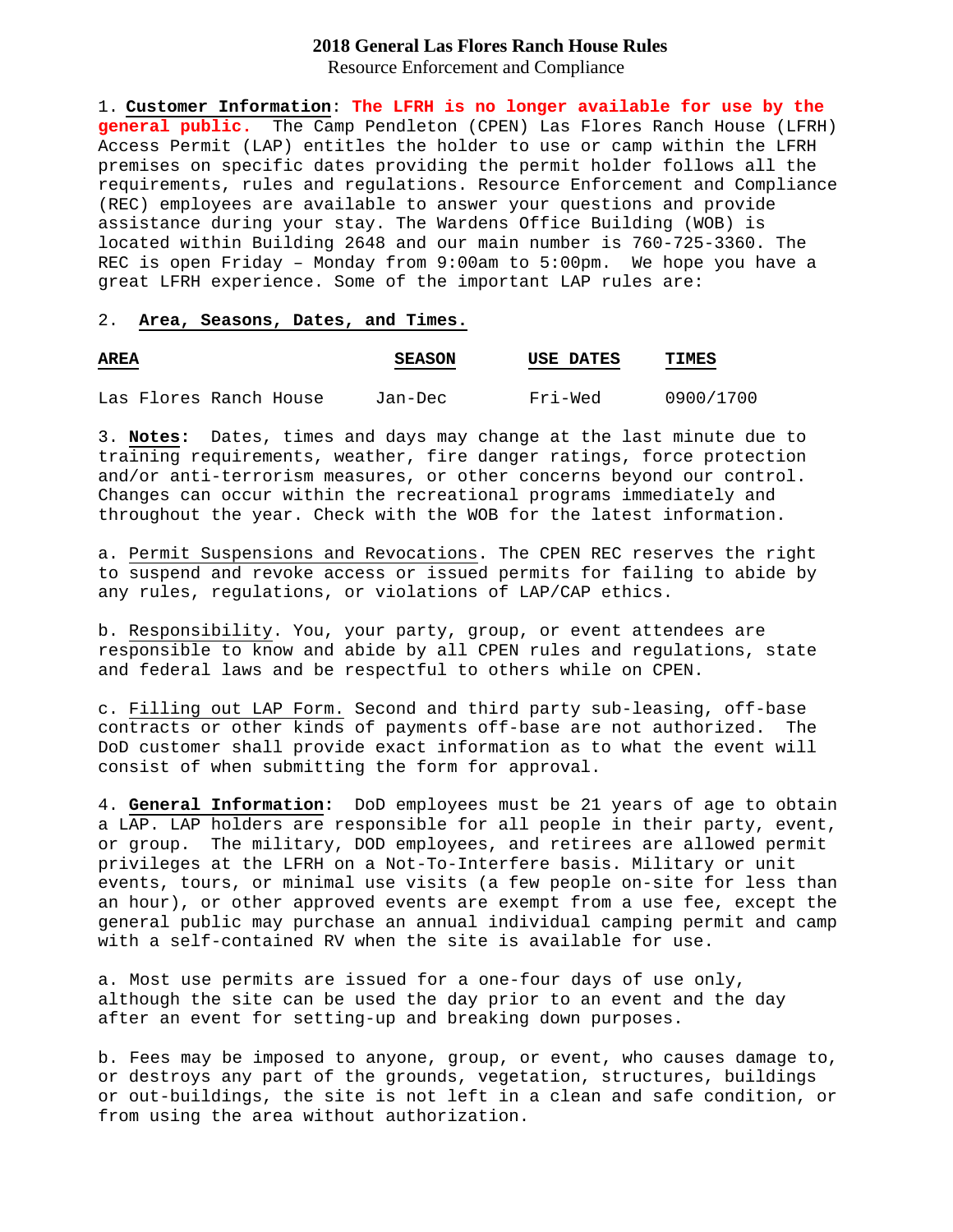# 2018 General Las Flores Ranch House Rules

Resource Enforcement and Compliance

1. **Customer Information**: **The LFRH is no longer available for use by the general public.** The Camp Pendleton (CPEN) Las Flores Ranch House (LFRH) Access Permit (LAP) entitles the holder to use or camp within the LFRH premises on specific dates providing the permit holder follows all the requirements, rules and regulations. Resource Enforcement and Compliance (REC) employees are available to answer your questions and provide assistance during your stay. The Wardens Office Building (WOB) is located within Building 2648 and our main number is 760-725-3360. The REC is open Friday – Monday from 9:00am to 5:00pm. We hope you have a great LFRH experience. Some of the important LAP rules are:

2. **Area, Seasons, Dates, and Times.**

| AREA | SEASON | USE DATES | TIMES |
|---|---|---|---|
| Las Flores Ranch House | Jan-Dec | Fri-Wed | 0900/1700 |

3. **Notes:** Dates, times and days may change at the last minute due to training requirements, weather, fire danger ratings, force protection and/or anti-terrorism measures, or other concerns beyond our control. Changes can occur within the recreational programs immediately and throughout the year. Check with the WOB for the latest information.

a. Permit Suspensions and Revocations. The CPEN REC reserves the right to suspend and revoke access or issued permits for failing to abide by any rules, regulations, or violations of LAP/CAP ethics.

b. Responsibility. You, your party, group, or event attendees are responsible to know and abide by all CPEN rules and regulations, state and federal laws and be respectful to others while on CPEN.

c. Filling out LAP Form. Second and third party sub-leasing, off-base contracts or other kinds of payments off-base are not authorized. The DoD customer shall provide exact information as to what the event will consist of when submitting the form for approval.

4. **General Information**: DoD employees must be 21 years of age to obtain a LAP. LAP holders are responsible for all people in their party, event, or group. The military, DOD employees, and retirees are allowed permit privileges at the LFRH on a Not-To-Interfere basis. Military or unit events, tours, or minimal use visits (a few people on-site for less than an hour), or other approved events are exempt from a use fee, except the general public may purchase an annual individual camping permit and camp with a self-contained RV when the site is available for use.

a. Most use permits are issued for a one-four days of use only, although the site can be used the day prior to an event and the day after an event for setting-up and breaking down purposes.

b. Fees may be imposed to anyone, group, or event, who causes damage to, or destroys any part of the grounds, vegetation, structures, buildings or out-buildings, the site is not left in a clean and safe condition, or from using the area without authorization.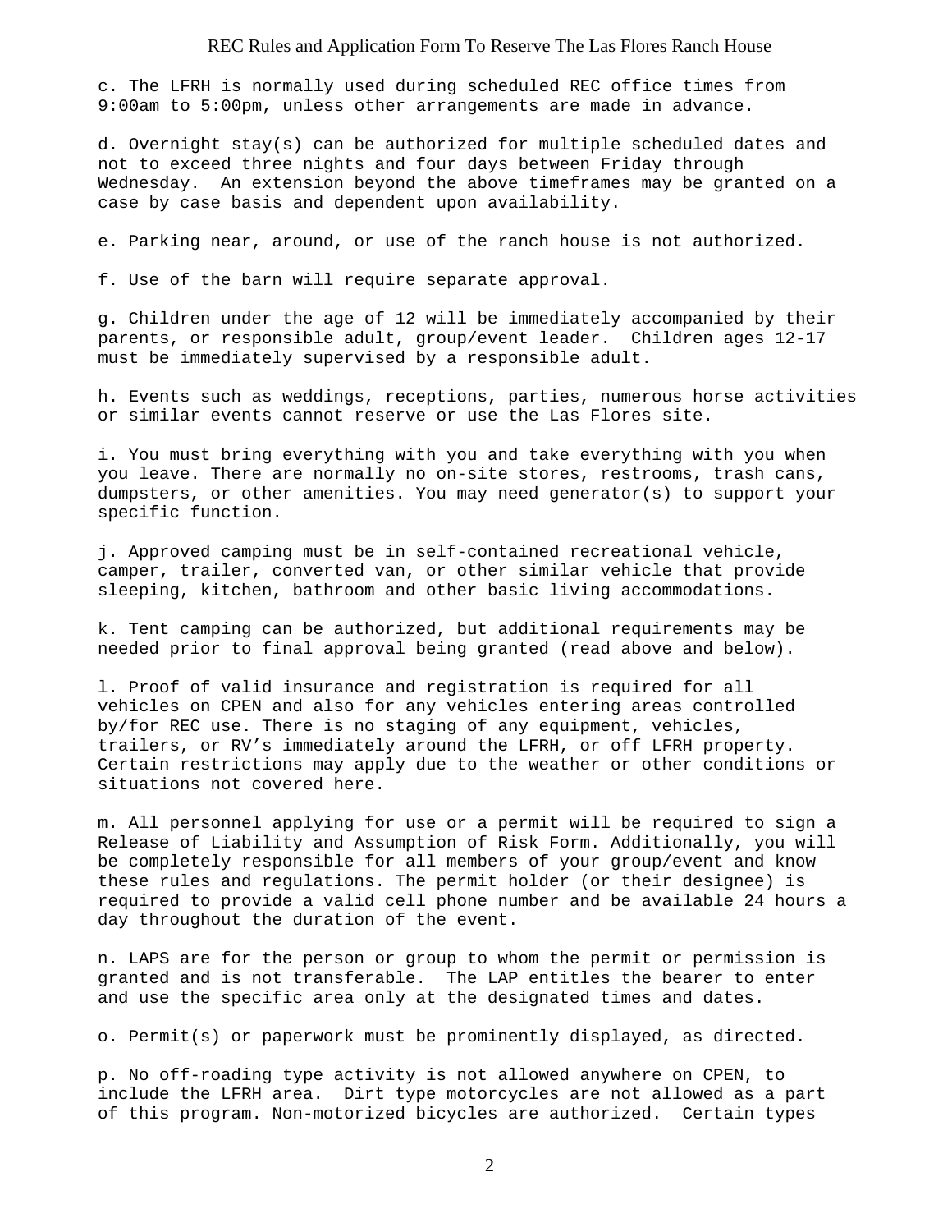c. The LFRH is normally used during scheduled REC office times from 9:00am to 5:00pm, unless other arrangements are made in advance.

d. Overnight stay(s) can be authorized for multiple scheduled dates and not to exceed three nights and four days between Friday through Wednesday. An extension beyond the above timeframes may be granted on a case by case basis and dependent upon availability.

e. Parking near, around, or use of the ranch house is not authorized.

f. Use of the barn will require separate approval.

g. Children under the age of 12 will be immediately accompanied by their parents, or responsible adult, group/event leader. Children ages 12-17 must be immediately supervised by a responsible adult.

h. Events such as weddings, receptions, parties, numerous horse activities or similar events cannot reserve or use the Las Flores site.

i. You must bring everything with you and take everything with you when you leave. There are normally no on-site stores, restrooms, trash cans, dumpsters, or other amenities. You may need generator(s) to support your specific function.

j. Approved camping must be in self-contained recreational vehicle, camper, trailer, converted van, or other similar vehicle that provide sleeping, kitchen, bathroom and other basic living accommodations.

k. Tent camping can be authorized, but additional requirements may be needed prior to final approval being granted (read above and below).

l. Proof of valid insurance and registration is required for all vehicles on CPEN and also for any vehicles entering areas controlled by/for REC use. There is no staging of any equipment, vehicles, trailers, or RV's immediately around the LFRH, or off LFRH property. Certain restrictions may apply due to the weather or other conditions or situations not covered here.

m. All personnel applying for use or a permit will be required to sign a Release of Liability and Assumption of Risk Form. Additionally, you will be completely responsible for all members of your group/event and know these rules and regulations. The permit holder (or their designee) is required to provide a valid cell phone number and be available 24 hours a day throughout the duration of the event.

n. LAPS are for the person or group to whom the permit or permission is granted and is not transferable. The LAP entitles the bearer to enter and use the specific area only at the designated times and dates.

o. Permit(s) or paperwork must be prominently displayed, as directed.

p. No off-roading type activity is not allowed anywhere on CPEN, to include the LFRH area. Dirt type motorcycles are not allowed as a part of this program. Non-motorized bicycles are authorized. Certain types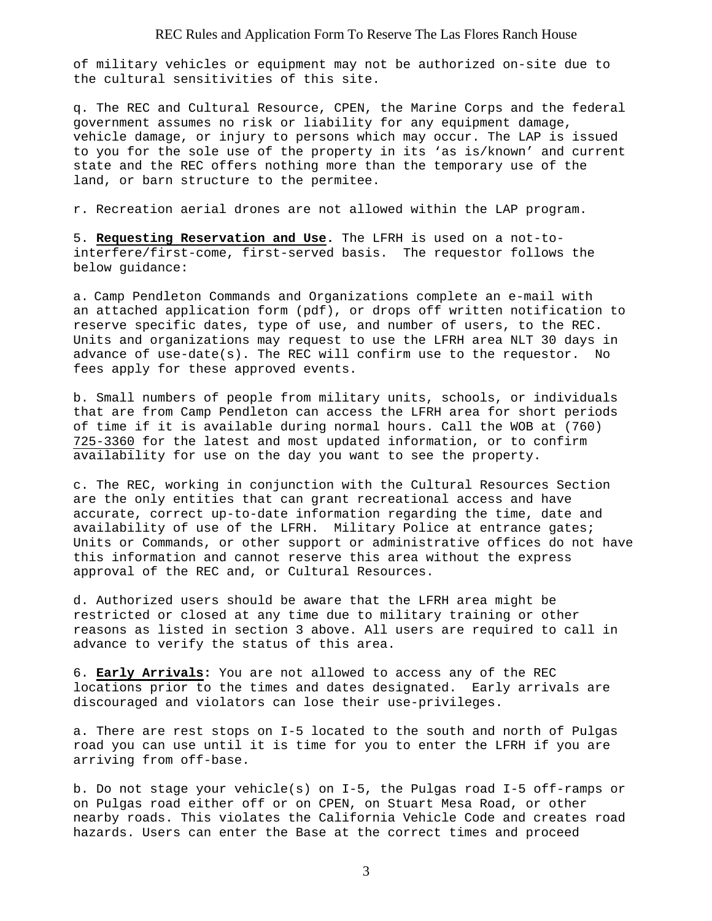of military vehicles or equipment may not be authorized on-site due to the cultural sensitivities of this site.

q. The REC and Cultural Resource, CPEN, the Marine Corps and the federal government assumes no risk or liability for any equipment damage, vehicle damage, or injury to persons which may occur. The LAP is issued to you for the sole use of the property in its 'as is/known' and current state and the REC offers nothing more than the temporary use of the land, or barn structure to the permitee.

r. Recreation aerial drones are not allowed within the LAP program.

5. **Requesting Reservation and Use.** The LFRH is used on a not-to-interfere/first-come, first-served basis. The requestor follows the below guidance:

a. Camp Pendleton Commands and Organizations complete an e-mail with an attached application form (pdf), or drops off written notification to reserve specific dates, type of use, and number of users, to the REC. Units and organizations may request to use the LFRH area NLT 30 days in advance of use-date(s). The REC will confirm use to the requestor. No fees apply for these approved events.

b. Small numbers of people from military units, schools, or individuals that are from Camp Pendleton can access the LFRH area for short periods of time if it is available during normal hours. Call the WOB at (760) 725-3360 for the latest and most updated information, or to confirm availability for use on the day you want to see the property.

c. The REC, working in conjunction with the Cultural Resources Section are the only entities that can grant recreational access and have accurate, correct up-to-date information regarding the time, date and availability of use of the LFRH. Military Police at entrance gates; Units or Commands, or other support or administrative offices do not have this information and cannot reserve this area without the express approval of the REC and, or Cultural Resources.

d. Authorized users should be aware that the LFRH area might be restricted or closed at any time due to military training or other reasons as listed in section 3 above. All users are required to call in advance to verify the status of this area.

6. **Early Arrivals:** You are not allowed to access any of the REC locations prior to the times and dates designated. Early arrivals are discouraged and violators can lose their use-privileges.

a. There are rest stops on I-5 located to the south and north of Pulgas road you can use until it is time for you to enter the LFRH if you are arriving from off-base.

b. Do not stage your vehicle(s) on I-5, the Pulgas road I-5 off-ramps or on Pulgas road either off or on CPEN, on Stuart Mesa Road, or other nearby roads. This violates the California Vehicle Code and creates road hazards. Users can enter the Base at the correct times and proceed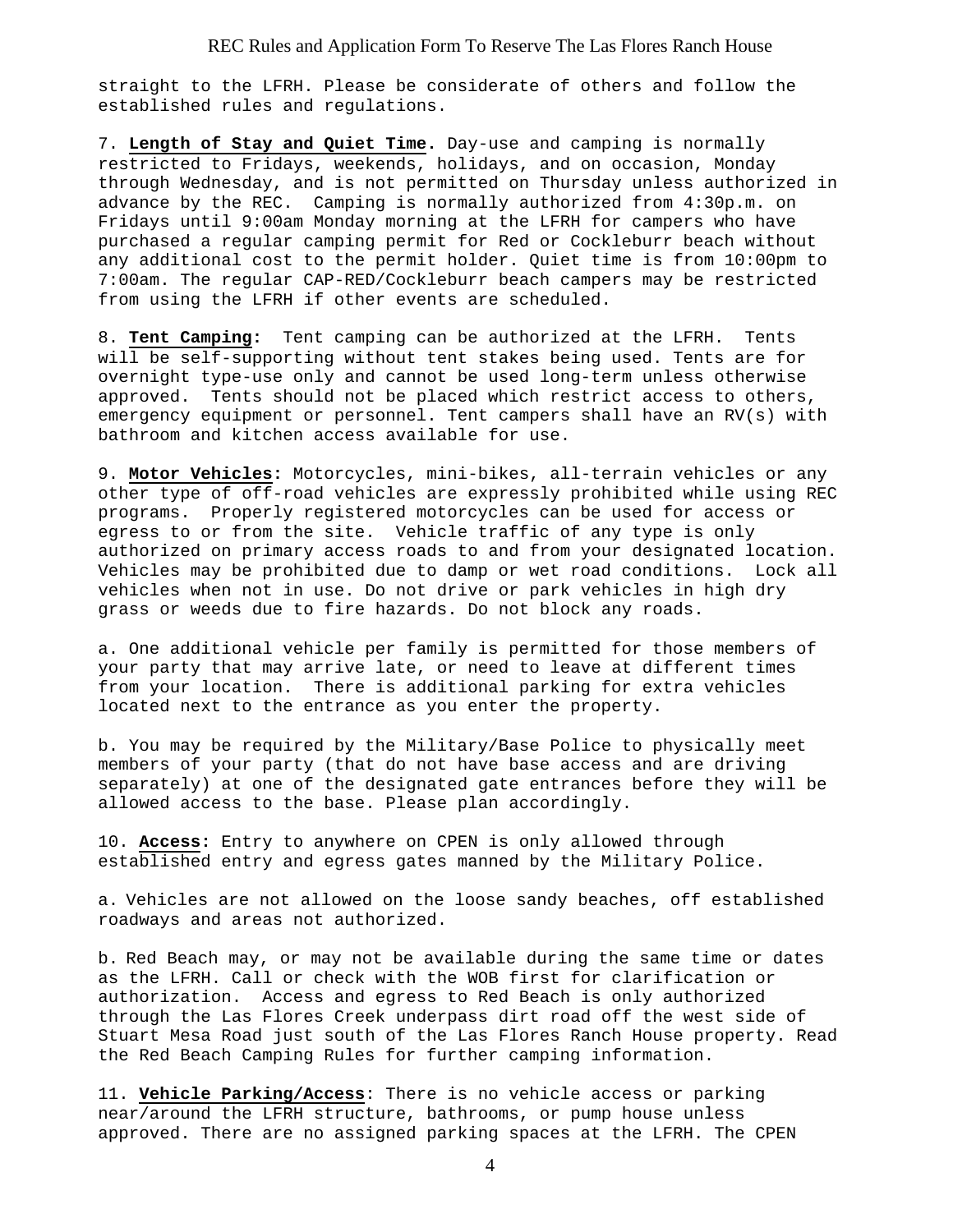straight to the LFRH. Please be considerate of others and follow the established rules and regulations.

7. **Length of Stay and Quiet Time.** Day-use and camping is normally restricted to Fridays, weekends, holidays, and on occasion, Monday through Wednesday, and is not permitted on Thursday unless authorized in advance by the REC. Camping is normally authorized from 4:30p.m. on Fridays until 9:00am Monday morning at the LFRH for campers who have purchased a regular camping permit for Red or Cockleburr beach without any additional cost to the permit holder. Quiet time is from 10:00pm to 7:00am. The regular CAP-RED/Cockleburr beach campers may be restricted from using the LFRH if other events are scheduled.

8. **Tent Camping:** Tent camping can be authorized at the LFRH. Tents will be self-supporting without tent stakes being used. Tents are for overnight type-use only and cannot be used long-term unless otherwise approved. Tents should not be placed which restrict access to others, emergency equipment or personnel. Tent campers shall have an RV(s) with bathroom and kitchen access available for use.

9. **Motor Vehicles:** Motorcycles, mini-bikes, all-terrain vehicles or any other type of off-road vehicles are expressly prohibited while using REC programs. Properly registered motorcycles can be used for access or egress to or from the site. Vehicle traffic of any type is only authorized on primary access roads to and from your designated location. Vehicles may be prohibited due to damp or wet road conditions. Lock all vehicles when not in use. Do not drive or park vehicles in high dry grass or weeds due to fire hazards. Do not block any roads.

a. One additional vehicle per family is permitted for those members of your party that may arrive late, or need to leave at different times from your location. There is additional parking for extra vehicles located next to the entrance as you enter the property.

b. You may be required by the Military/Base Police to physically meet members of your party (that do not have base access and are driving separately) at one of the designated gate entrances before they will be allowed access to the base. Please plan accordingly.

10. **Access:** Entry to anywhere on CPEN is only allowed through established entry and egress gates manned by the Military Police.

a. Vehicles are not allowed on the loose sandy beaches, off established roadways and areas not authorized.

b. Red Beach may, or may not be available during the same time or dates as the LFRH. Call or check with the WOB first for clarification or authorization. Access and egress to Red Beach is only authorized through the Las Flores Creek underpass dirt road off the west side of Stuart Mesa Road just south of the Las Flores Ranch House property. Read the Red Beach Camping Rules for further camping information.

11. **Vehicle Parking/Access**: There is no vehicle access or parking near/around the LFRH structure, bathrooms, or pump house unless approved. There are no assigned parking spaces at the LFRH. The CPEN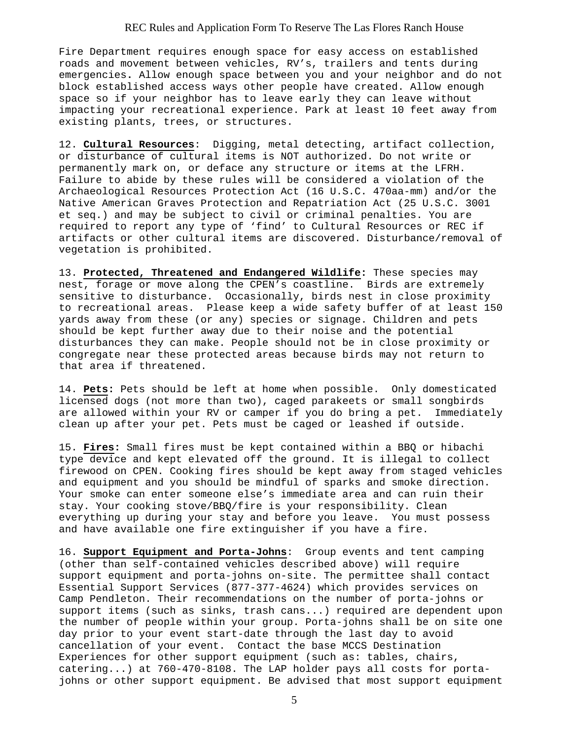Fire Department requires enough space for easy access on established roads and movement between vehicles, RV's, trailers and tents during emergencies. Allow enough space between you and your neighbor and do not block established access ways other people have created. Allow enough space so if your neighbor has to leave early they can leave without impacting your recreational experience. Park at least 10 feet away from existing plants, trees, or structures.

12. **Cultural Resources**: Digging, metal detecting, artifact collection, or disturbance of cultural items is NOT authorized. Do not write or permanently mark on, or deface any structure or items at the LFRH. Failure to abide by these rules will be considered a violation of the Archaeological Resources Protection Act (16 U.S.C. 470aa-mm) and/or the Native American Graves Protection and Repatriation Act (25 U.S.C. 3001 et seq.) and may be subject to civil or criminal penalties. You are required to report any type of 'find' to Cultural Resources or REC if artifacts or other cultural items are discovered. Disturbance/removal of vegetation is prohibited.

13. **Protected, Threatened and Endangered Wildlife:** These species may nest, forage or move along the CPEN's coastline. Birds are extremely sensitive to disturbance. Occasionally, birds nest in close proximity to recreational areas. Please keep a wide safety buffer of at least 150 yards away from these (or any) species or signage. Children and pets should be kept further away due to their noise and the potential disturbances they can make. People should not be in close proximity or congregate near these protected areas because birds may not return to that area if threatened.

14. **Pets:** Pets should be left at home when possible. Only domesticated licensed dogs (not more than two), caged parakeets or small songbirds are allowed within your RV or camper if you do bring a pet. Immediately clean up after your pet. Pets must be caged or leashed if outside.

15. **Fires:** Small fires must be kept contained within a BBQ or hibachi type device and kept elevated off the ground. It is illegal to collect firewood on CPEN. Cooking fires should be kept away from staged vehicles and equipment and you should be mindful of sparks and smoke direction. Your smoke can enter someone else's immediate area and can ruin their stay. Your cooking stove/BBQ/fire is your responsibility. Clean everything up during your stay and before you leave. You must possess and have available one fire extinguisher if you have a fire.

16. **Support Equipment and Porta-Johns**: Group events and tent camping (other than self-contained vehicles described above) will require support equipment and porta-johns on-site. The permittee shall contact Essential Support Services (877-377-4624) which provides services on Camp Pendleton. Their recommendations on the number of porta-johns or support items (such as sinks, trash cans...) required are dependent upon the number of people within your group. Porta-johns shall be on site one day prior to your event start-date through the last day to avoid cancellation of your event. Contact the base MCCS Destination Experiences for other support equipment (such as: tables, chairs, catering...) at 760-470-8108. The LAP holder pays all costs for porta-johns or other support equipment. Be advised that most support equipment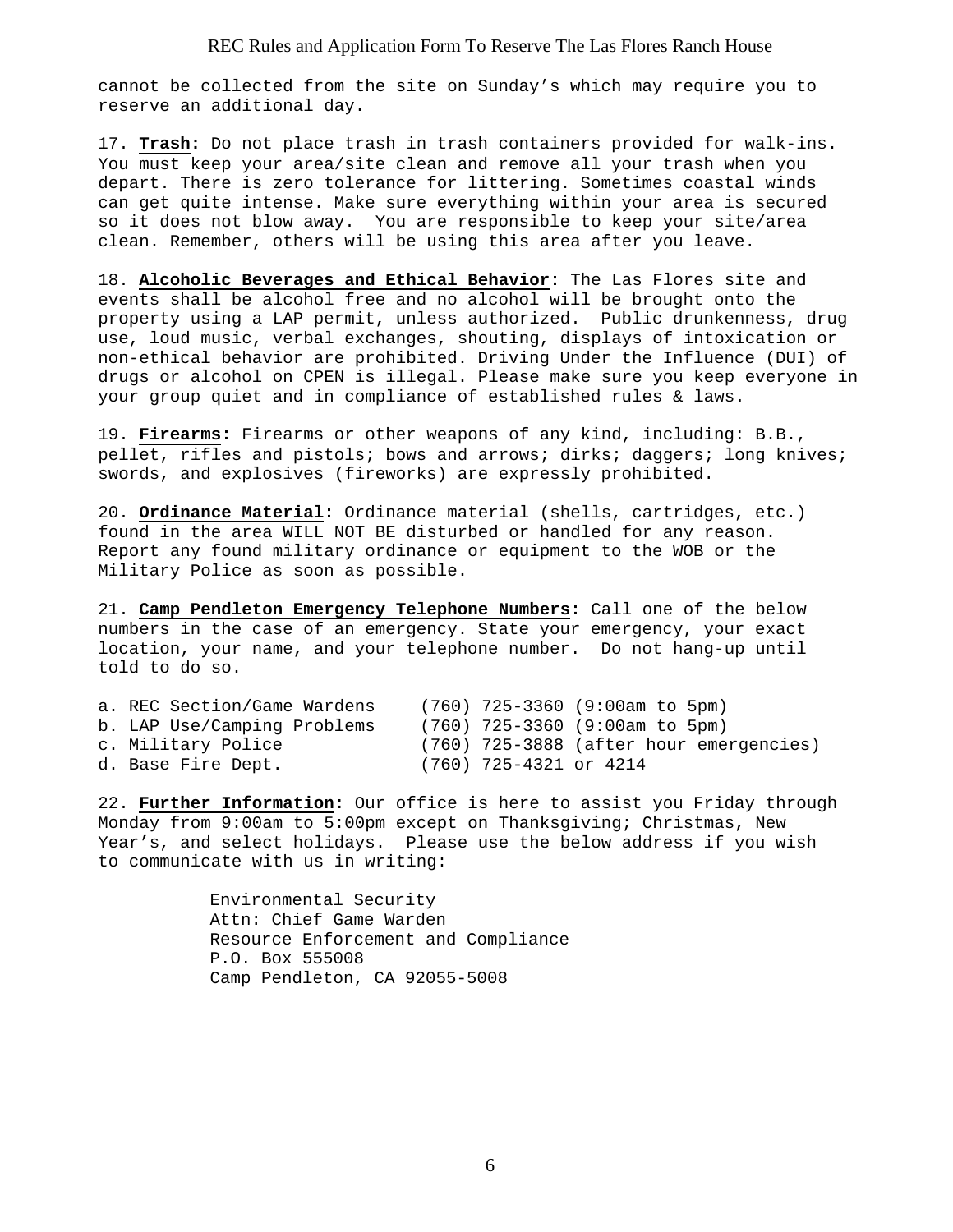cannot be collected from the site on Sunday's which may require you to reserve an additional day.

17. **Trash:** Do not place trash in trash containers provided for walk-ins. You must keep your area/site clean and remove all your trash when you depart. There is zero tolerance for littering. Sometimes coastal winds can get quite intense. Make sure everything within your area is secured so it does not blow away. You are responsible to keep your site/area clean. Remember, others will be using this area after you leave.

18. **Alcoholic Beverages and Ethical Behavior:** The Las Flores site and events shall be alcohol free and no alcohol will be brought onto the property using a LAP permit, unless authorized. Public drunkenness, drug use, loud music, verbal exchanges, shouting, displays of intoxication or non-ethical behavior are prohibited. Driving Under the Influence (DUI) of drugs or alcohol on CPEN is illegal. Please make sure you keep everyone in your group quiet and in compliance of established rules & laws.

19. **Firearms:** Firearms or other weapons of any kind, including: B.B., pellet, rifles and pistols; bows and arrows; dirks; daggers; long knives; swords, and explosives (fireworks) are expressly prohibited.

20. **Ordinance Material:** Ordinance material (shells, cartridges, etc.) found in the area WILL NOT BE disturbed or handled for any reason. Report any found military ordinance or equipment to the WOB or the Military Police as soon as possible.

21. **Camp Pendleton Emergency Telephone Numbers:** Call one of the below numbers in the case of an emergency. State your emergency, your exact location, your name, and your telephone number. Do not hang-up until told to do so.

a. REC Section/Game Wardens (760) 725-3360 (9:00am to 5pm)
b. LAP Use/Camping Problems (760) 725-3360 (9:00am to 5pm)
c. Military Police (760) 725-3888 (after hour emergencies)
d. Base Fire Dept. (760) 725-4321 or 4214

22. **Further Information:** Our office is here to assist you Friday through Monday from 9:00am to 5:00pm except on Thanksgiving; Christmas, New Year's, and select holidays. Please use the below address if you wish to communicate with us in writing:

Environmental Security
Attn: Chief Game Warden
Resource Enforcement and Compliance
P.O. Box 555008
Camp Pendleton, CA 92055-5008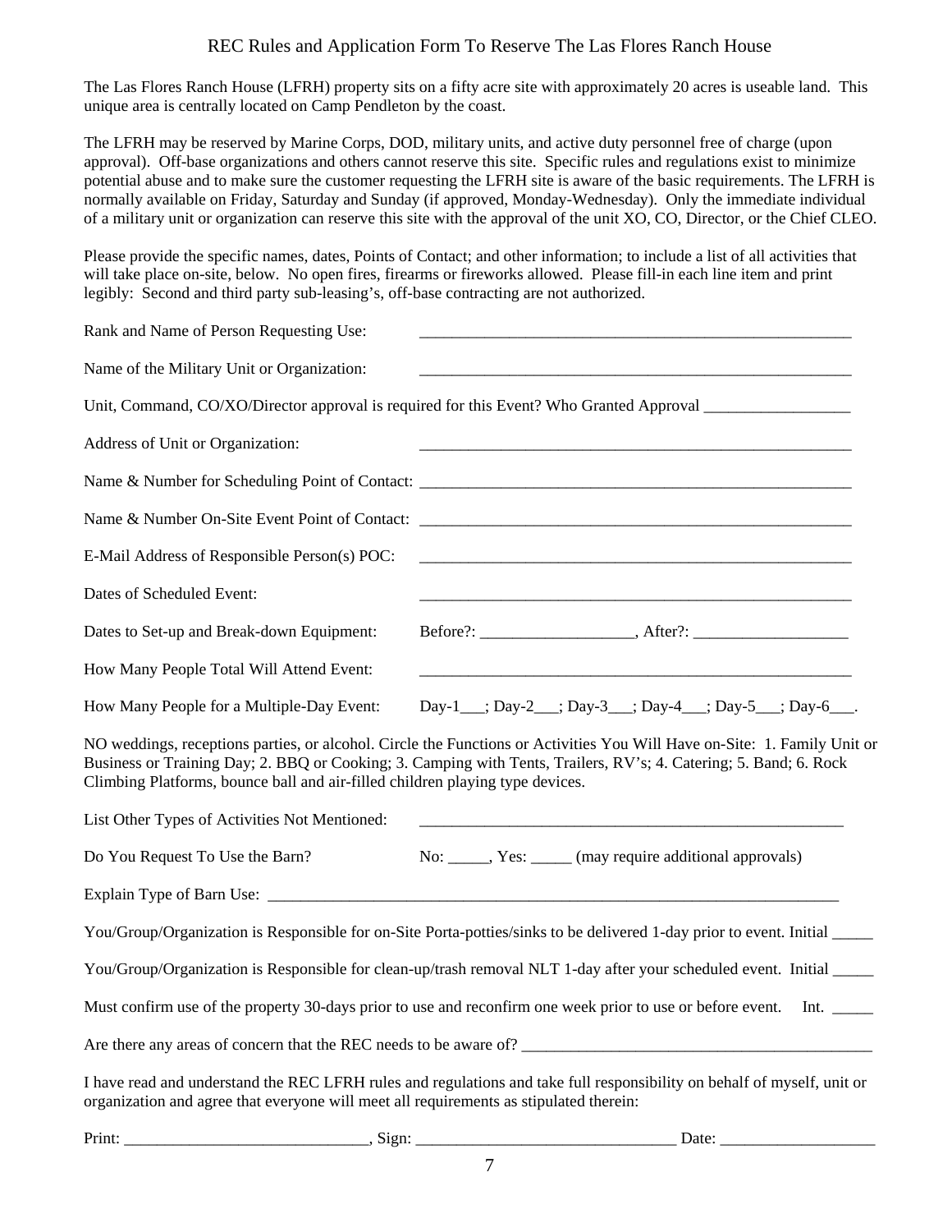# REC Rules and Application Form To Reserve The Las Flores Ranch House

The Las Flores Ranch House (LFRH) property sits on a fifty acre site with approximately 20 acres is useable land. This unique area is centrally located on Camp Pendleton by the coast.

The LFRH may be reserved by Marine Corps, DOD, military units, and active duty personnel free of charge (upon approval). Off-base organizations and others cannot reserve this site. Specific rules and regulations exist to minimize potential abuse and to make sure the customer requesting the LFRH site is aware of the basic requirements. The LFRH is normally available on Friday, Saturday and Sunday (if approved, Monday-Wednesday). Only the immediate individual of a military unit or organization can reserve this site with the approval of the unit XO, CO, Director, or the Chief CLEO.

Please provide the specific names, dates, Points of Contact; and other information; to include a list of all activities that will take place on-site, below. No open fires, firearms or fireworks allowed. Please fill-in each line item and print legibly: Second and third party sub-leasing's, off-base contracting are not authorized.

Rank and Name of Person Requesting Use: _______________________________________________________

Name of the Military Unit or Organization: _______________________________________________________

Unit, Command, CO/XO/Director approval is required for this Event? Who Granted Approval __________________

Address of Unit or Organization: _______________________________________________________

Name & Number for Scheduling Point of Contact: _______________________________________________________

Name & Number On-Site Event Point of Contact: _______________________________________________________

E-Mail Address of Responsible Person(s) POC: _______________________________________________________

Dates of Scheduled Event: _______________________________________________________

Dates to Set-up and Break-down Equipment: Before?: ___________________, After?: ___________________

How Many People Total Will Attend Event: _______________________________________________________

How Many People for a Multiple-Day Event: Day-1___; Day-2___; Day-3___; Day-4___; Day-5___; Day-6___.

NO weddings, receptions parties, or alcohol. Circle the Functions or Activities You Will Have on-Site: 1. Family Unit or Business or Training Day; 2. BBQ or Cooking; 3. Camping with Tents, Trailers, RV's; 4. Catering; 5. Band; 6. Rock Climbing Platforms, bounce ball and air-filled children playing type devices.

List Other Types of Activities Not Mentioned: ______________________________________________________

Do You Request To Use the Barn? No: _____, Yes: _____ (may require additional approvals)

Explain Type of Barn Use: ___________________________________________________________________________

You/Group/Organization is Responsible for on-Site Porta-potties/sinks to be delivered 1-day prior to event. Initial _____

You/Group/Organization is Responsible for clean-up/trash removal NLT 1-day after your scheduled event. Initial _____

Must confirm use of the property 30-days prior to use and reconfirm one week prior to use or before event. Int. _____

Are there any areas of concern that the REC needs to be aware of? ____________________________________________

I have read and understand the REC LFRH rules and regulations and take full responsibility on behalf of myself, unit or organization and agree that everyone will meet all requirements as stipulated therein:

Print: ______________________________, Sign: ________________________________ Date: ___________________